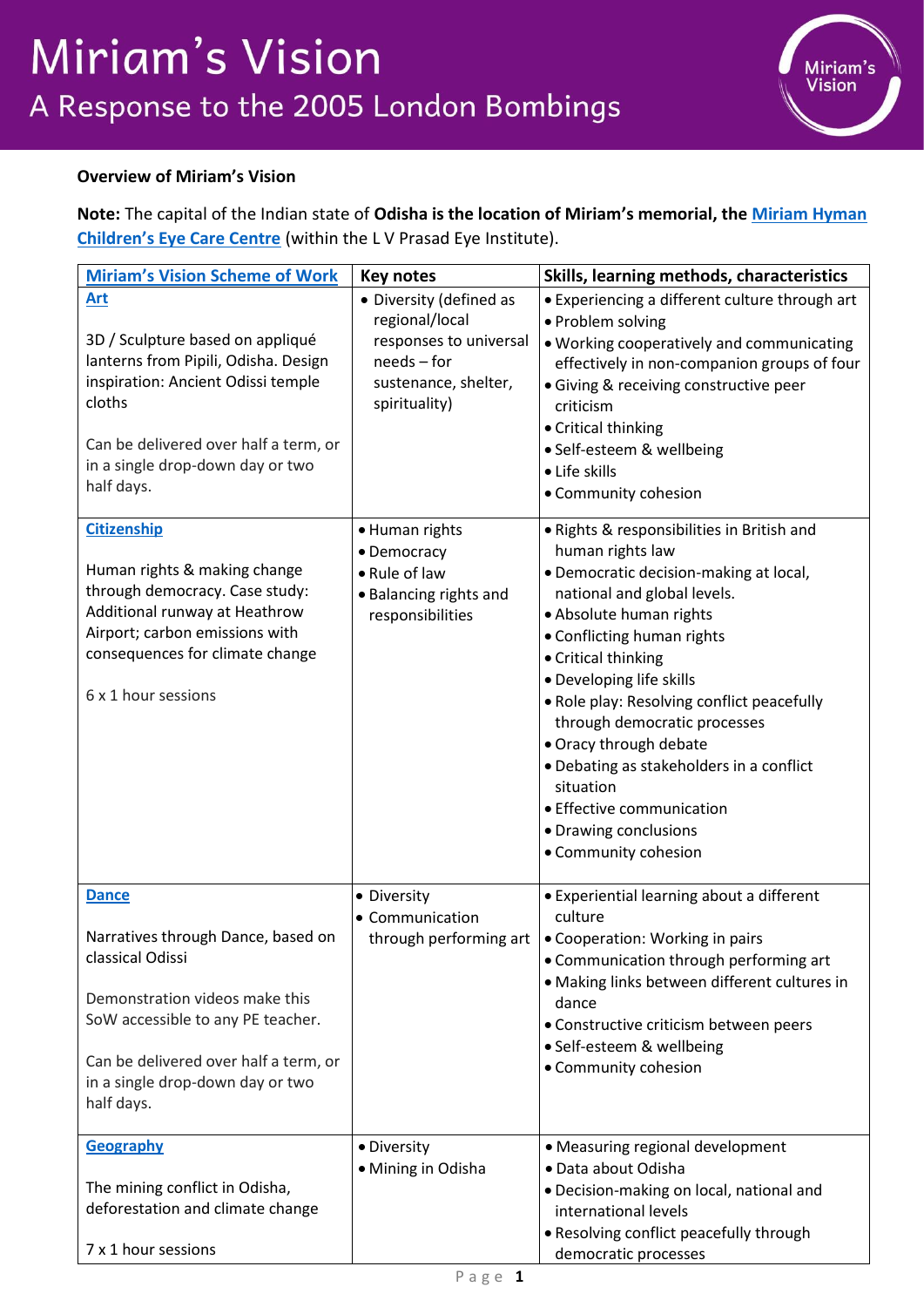# Miriam's Vision
## A Response to the 2005 London Bombings

**Overview of Miriam's Vision**

**Note:** The capital of the Indian state of **Odisha is the location of Miriam's memorial, the Miriam Hyman Children's Eye Care Centre** (within the L V Prasad Eye Institute).

| Miriam's Vision Scheme of Work | Key notes | Skills, learning methods, characteristics |
|---|---|---|
| **Art**<br><br>3D / Sculpture based on appliqué lanterns from Pipili, Odisha. Design inspiration: Ancient Odissi temple cloths<br><br>Can be delivered over half a term, or in a single drop-down day or two half days. | • Diversity (defined as regional/local responses to universal needs – for sustenance, shelter, spirituality) | • Experiencing a different culture through art<br>• Problem solving<br>• Working cooperatively and communicating effectively in non-companion groups of four<br>• Giving & receiving constructive peer criticism<br>• Critical thinking<br>• Self-esteem & wellbeing<br>• Life skills<br>• Community cohesion |
| **Citizenship**<br><br>Human rights & making change through democracy. Case study: Additional runway at Heathrow Airport; carbon emissions with consequences for climate change<br><br>6 x 1 hour sessions | • Human rights<br>• Democracy<br>• Rule of law<br>• Balancing rights and responsibilities | • Rights & responsibilities in British and human rights law<br>• Democratic decision-making at local, national and global levels.<br>• Absolute human rights<br>• Conflicting human rights<br>• Critical thinking<br>• Developing life skills<br>• Role play: Resolving conflict peacefully through democratic processes<br>• Oracy through debate<br>• Debating as stakeholders in a conflict situation<br>• Effective communication<br>• Drawing conclusions<br>• Community cohesion |
| **Dance**<br><br>Narratives through Dance, based on classical Odissi<br><br>Demonstration videos make this SoW accessible to any PE teacher.<br><br>Can be delivered over half a term, or in a single drop-down day or two half days. | • Diversity<br>• Communication through performing art | • Experiential learning about a different culture<br>• Cooperation: Working in pairs<br>• Communication through performing art<br>• Making links between different cultures in dance<br>• Constructive criticism between peers<br>• Self-esteem & wellbeing<br>• Community cohesion |
| **Geography**<br><br>The mining conflict in Odisha, deforestation and climate change<br><br>7 x 1 hour sessions | • Diversity<br>• Mining in Odisha | • Measuring regional development<br>• Data about Odisha<br>• Decision-making on local, national and international levels<br>• Resolving conflict peacefully through democratic processes |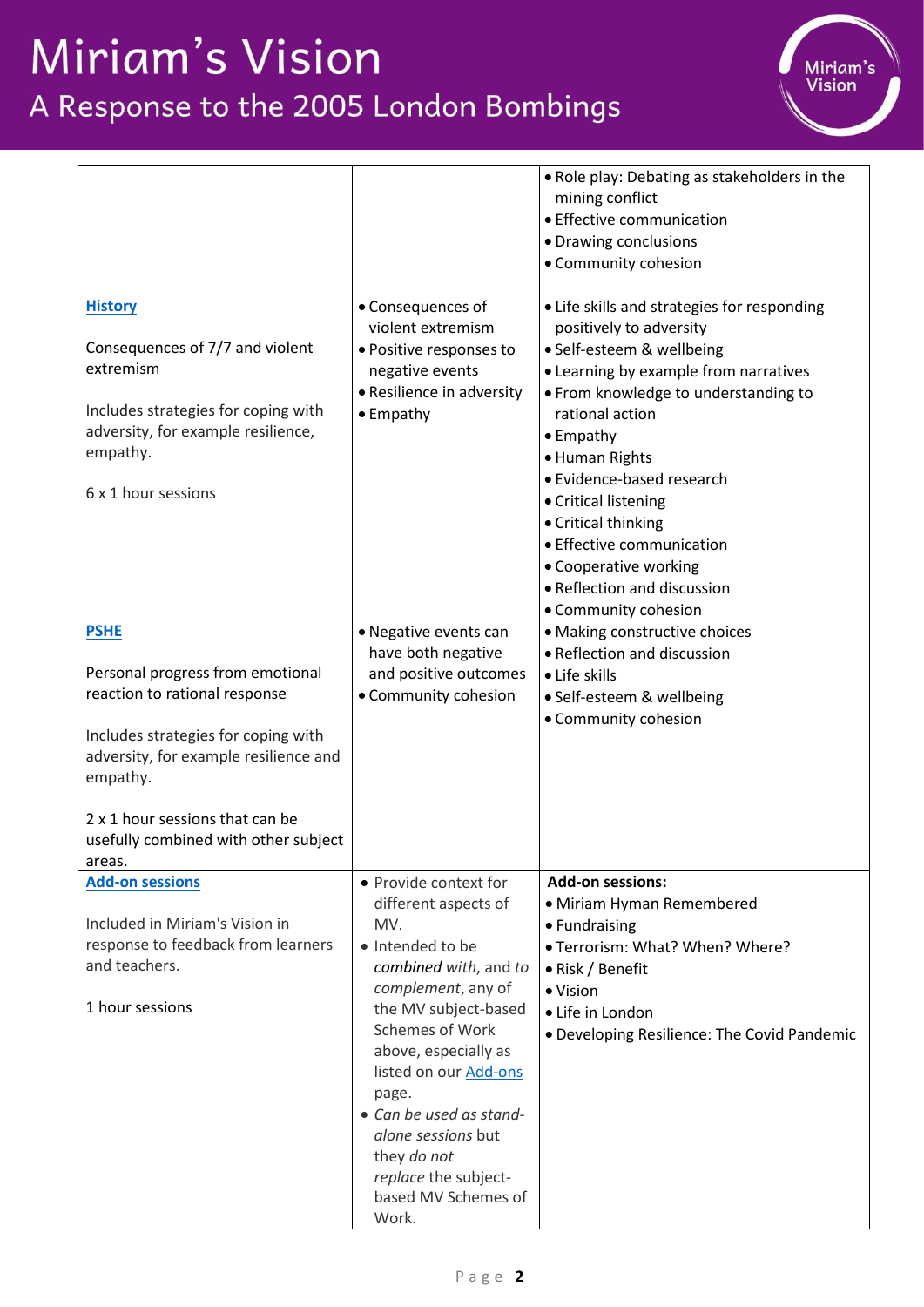| | | |
|---|---|---|
| | | • Role play: Debating as stakeholders in the mining conflict<br>• Effective communication<br>• Drawing conclusions<br>• Community cohesion |
| **History**<br><br>Consequences of 7/7 and violent extremism<br><br>Includes strategies for coping with adversity, for example resilience, empathy.<br><br>6 x 1 hour sessions | • Consequences of violent extremism<br>• Positive responses to negative events<br>• Resilience in adversity<br>• Empathy | • Life skills and strategies for responding positively to adversity<br>• Self-esteem & wellbeing<br>• Learning by example from narratives<br>• From knowledge to understanding to rational action<br>• Empathy<br>• Human Rights<br>• Evidence-based research<br>• Critical listening<br>• Critical thinking<br>• Effective communication<br>• Cooperative working<br>• Reflection and discussion<br>• Community cohesion |
| **PSHE**<br><br>Personal progress from emotional reaction to rational response<br><br>Includes strategies for coping with adversity, for example resilience and empathy.<br><br>2 x 1 hour sessions that can be usefully combined with other subject areas. | • Negative events can have both negative and positive outcomes<br>• Community cohesion | • Making constructive choices<br>• Reflection and discussion<br>• Life skills<br>• Self-esteem & wellbeing<br>• Community cohesion |
| **Add-on sessions**<br><br>Included in Miriam's Vision in response to feedback from learners and teachers.<br><br>1 hour sessions | • Provide context for different aspects of MV.<br>• Intended to be *combined* with, and to *complement*, any of the MV subject-based Schemes of Work above, especially as listed on our Add-ons page.<br>• *Can be used as stand-alone sessions* but they *do not replace* the subject-based MV Schemes of Work. | **Add-on sessions:**<br>• Miriam Hyman Remembered<br>• Fundraising<br>• Terrorism: What? When? Where?<br>• Risk / Benefit<br>• Vision<br>• Life in London<br>• Developing Resilience: The Covid Pandemic |